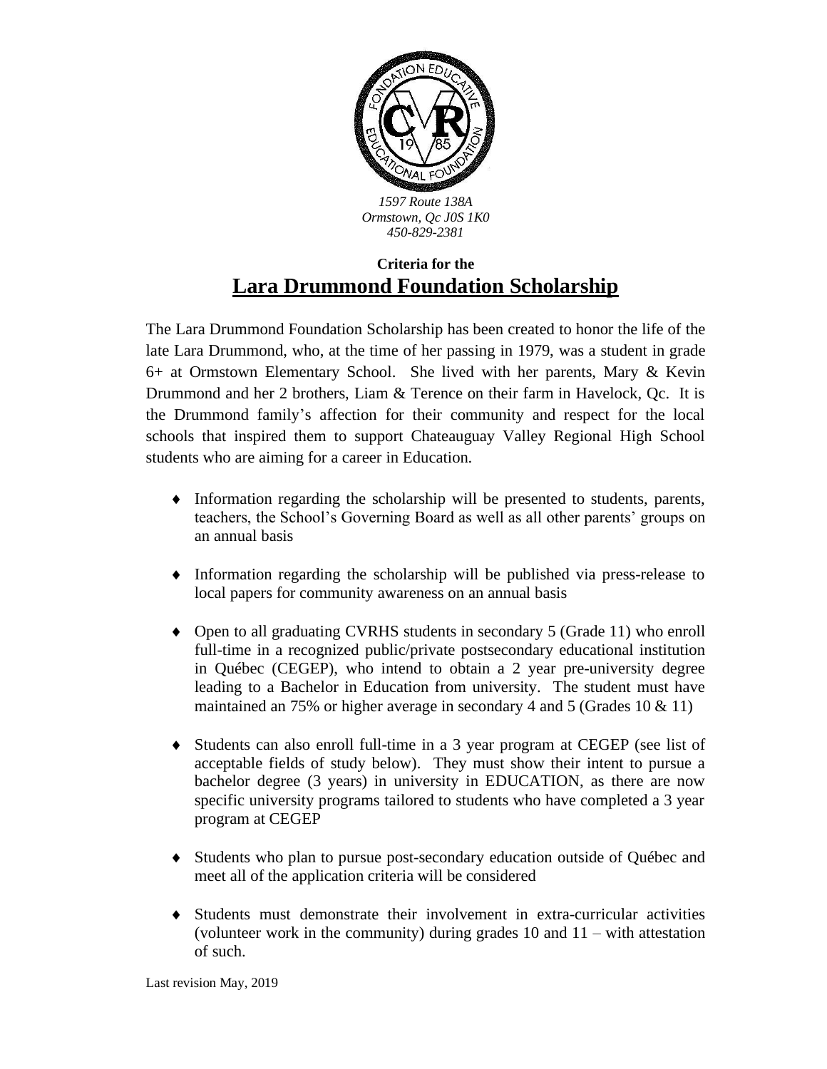*1597 Route 138A*
*Ormstown, Qc J0S 1K0*
*450-829-2381*

**Criteria for the**

# Lara Drummond Foundation Scholarship

The Lara Drummond Foundation Scholarship has been created to honor the life of the late Lara Drummond, who, at the time of her passing in 1979, was a student in grade 6+ at Ormstown Elementary School. She lived with her parents, Mary & Kevin Drummond and her 2 brothers, Liam & Terence on their farm in Havelock, Qc. It is the Drummond family's affection for their community and respect for the local schools that inspired them to support Chateauguay Valley Regional High School students who are aiming for a career in Education.

- Information regarding the scholarship will be presented to students, parents, teachers, the School's Governing Board as well as all other parents' groups on an annual basis
- Information regarding the scholarship will be published via press-release to local papers for community awareness on an annual basis
- Open to all graduating CVRHS students in secondary 5 (Grade 11) who enroll full-time in a recognized public/private postsecondary educational institution in Québec (CEGEP), who intend to obtain a 2 year pre-university degree leading to a Bachelor in Education from university. The student must have maintained an 75% or higher average in secondary 4 and 5 (Grades 10 & 11)
- Students can also enroll full-time in a 3 year program at CEGEP (see list of acceptable fields of study below). They must show their intent to pursue a bachelor degree (3 years) in university in EDUCATION, as there are now specific university programs tailored to students who have completed a 3 year program at CEGEP
- Students who plan to pursue post-secondary education outside of Québec and meet all of the application criteria will be considered
- Students must demonstrate their involvement in extra-curricular activities (volunteer work in the community) during grades 10 and 11 – with attestation of such.

Last revision May, 2019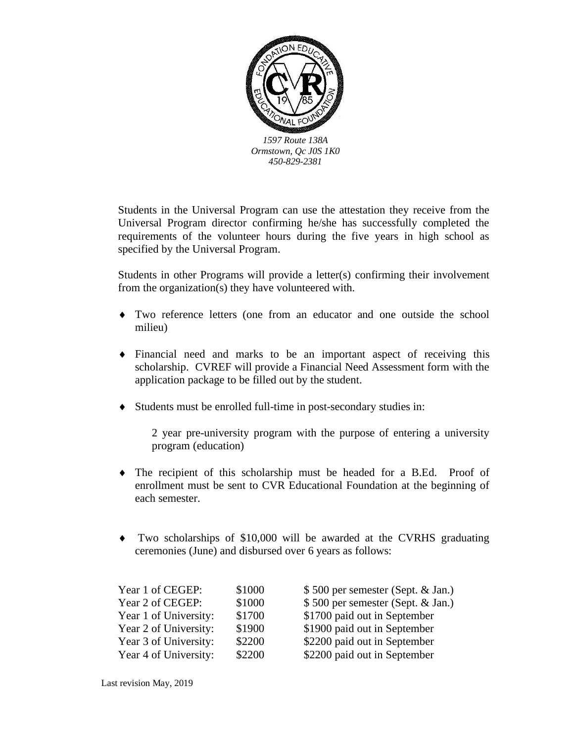*1597 Route 138A*
*Ormstown, Qc J0S 1K0*
*450-829-2381*

Students in the Universal Program can use the attestation they receive from the Universal Program director confirming he/she has successfully completed the requirements of the volunteer hours during the five years in high school as specified by the Universal Program.

Students in other Programs will provide a letter(s) confirming their involvement from the organization(s) they have volunteered with.

- Two reference letters (one from an educator and one outside the school milieu)
- Financial need and marks to be an important aspect of receiving this scholarship. CVREF will provide a Financial Need Assessment form with the application package to be filled out by the student.
- Students must be enrolled full-time in post-secondary studies in:

  2 year pre-university program with the purpose of entering a university program (education)

- The recipient of this scholarship must be headed for a B.Ed. Proof of enrollment must be sent to CVR Educational Foundation at the beginning of each semester.
- Two scholarships of $10,000 will be awarded at the CVRHS graduating ceremonies (June) and disbursed over 6 years as follows:

| | | |
|---|---|---|
| Year 1 of CEGEP: | $1000 | $ 500 per semester (Sept. & Jan.) |
| Year 2 of CEGEP: | $1000 | $ 500 per semester (Sept. & Jan.) |
| Year 1 of University: | $1700 | $1700 paid out in September |
| Year 2 of University: | $1900 | $1900 paid out in September |
| Year 3 of University: | $2200 | $2200 paid out in September |
| Year 4 of University: | $2200 | $2200 paid out in September |

Last revision May, 2019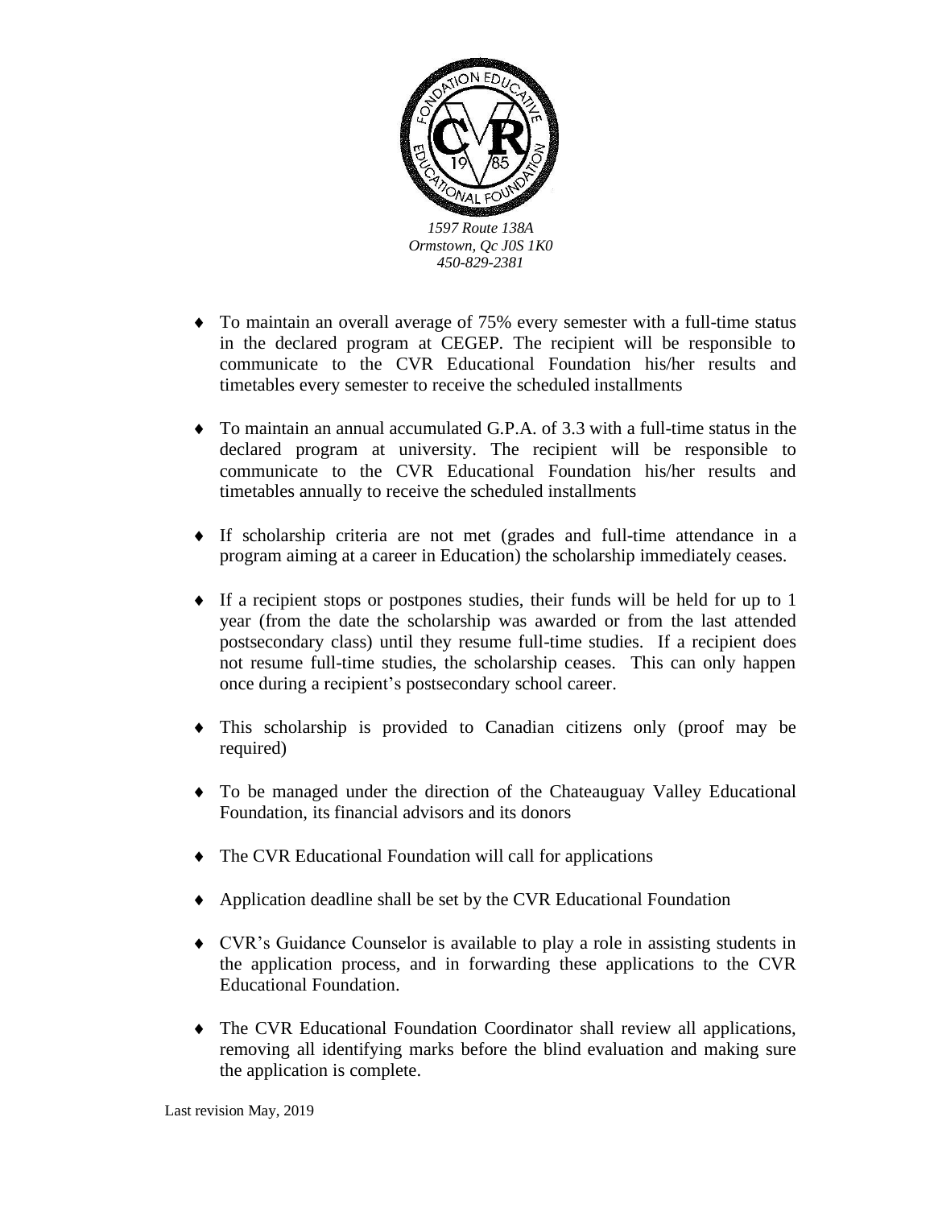*1597 Route 138A*
*Ormstown, Qc J0S 1K0*
*450-829-2381*

- To maintain an overall average of 75% every semester with a full-time status in the declared program at CEGEP. The recipient will be responsible to communicate to the CVR Educational Foundation his/her results and timetables every semester to receive the scheduled installments
- To maintain an annual accumulated G.P.A. of 3.3 with a full-time status in the declared program at university. The recipient will be responsible to communicate to the CVR Educational Foundation his/her results and timetables annually to receive the scheduled installments
- If scholarship criteria are not met (grades and full-time attendance in a program aiming at a career in Education) the scholarship immediately ceases.
- If a recipient stops or postpones studies, their funds will be held for up to 1 year (from the date the scholarship was awarded or from the last attended postsecondary class) until they resume full-time studies. If a recipient does not resume full-time studies, the scholarship ceases. This can only happen once during a recipient's postsecondary school career.
- This scholarship is provided to Canadian citizens only (proof may be required)
- To be managed under the direction of the Chateauguay Valley Educational Foundation, its financial advisors and its donors
- The CVR Educational Foundation will call for applications
- Application deadline shall be set by the CVR Educational Foundation
- CVR's Guidance Counselor is available to play a role in assisting students in the application process, and in forwarding these applications to the CVR Educational Foundation.
- The CVR Educational Foundation Coordinator shall review all applications, removing all identifying marks before the blind evaluation and making sure the application is complete.

Last revision May, 2019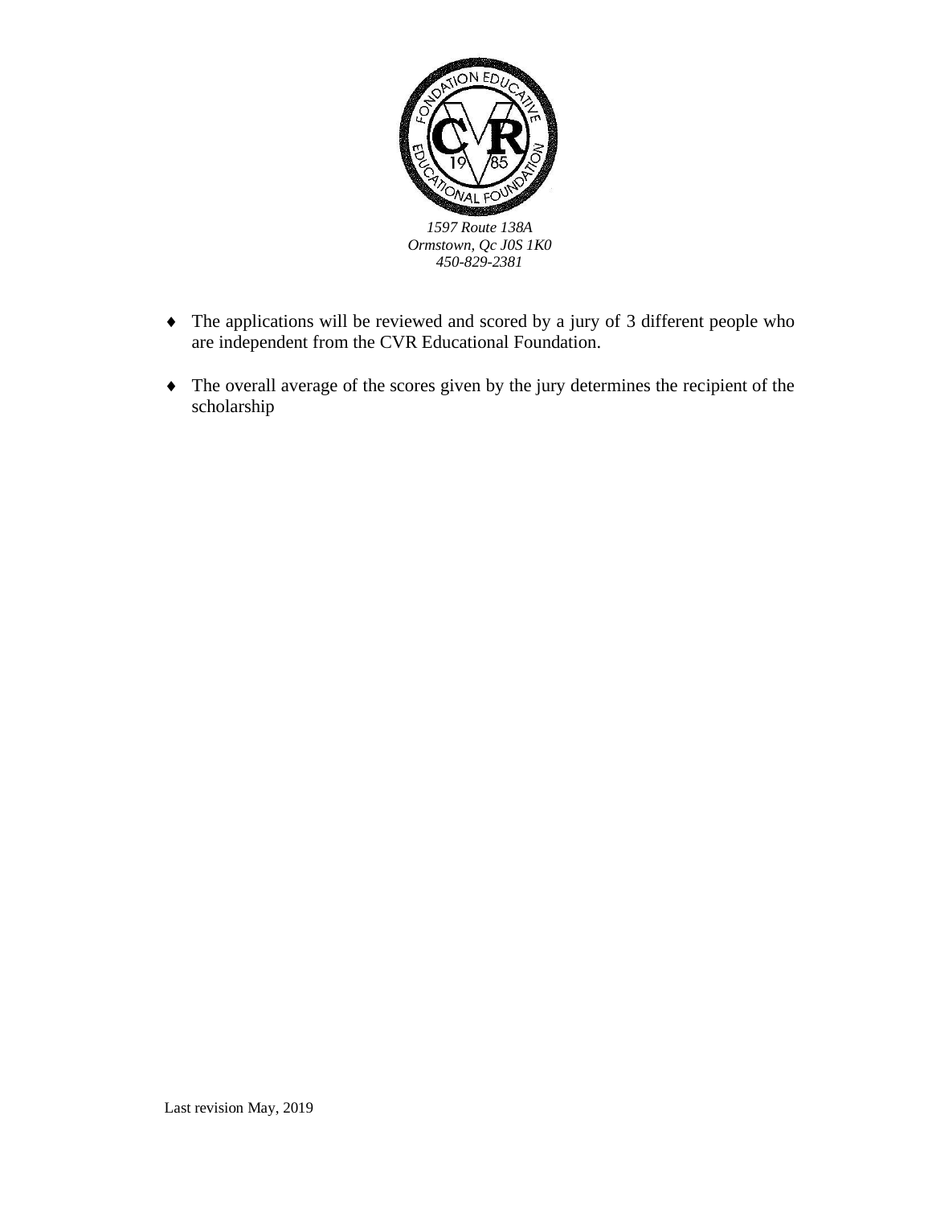*1597 Route 138A*
*Ormstown, Qc J0S 1K0*
*450-829-2381*

- The applications will be reviewed and scored by a jury of 3 different people who are independent from the CVR Educational Foundation.
- The overall average of the scores given by the jury determines the recipient of the scholarship

Last revision May, 2019